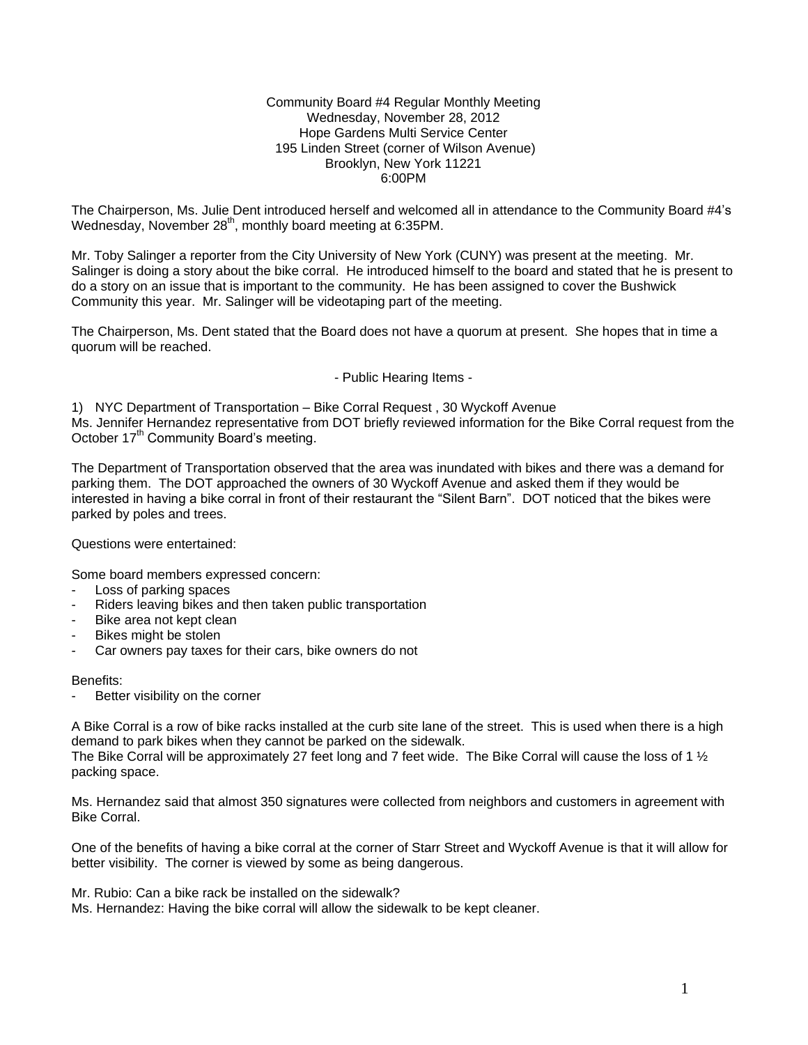Community Board #4 Regular Monthly Meeting
Wednesday, November 28, 2012
Hope Gardens Multi Service Center
195 Linden Street (corner of Wilson Avenue)
Brooklyn, New York 11221
6:00PM

The Chairperson, Ms. Julie Dent introduced herself and welcomed all in attendance to the Community Board #4's Wednesday, November 28th, monthly board meeting at 6:35PM.

Mr. Toby Salinger a reporter from the City University of New York (CUNY) was present at the meeting. Mr. Salinger is doing a story about the bike corral. He introduced himself to the board and stated that he is present to do a story on an issue that is important to the community. He has been assigned to cover the Bushwick Community this year. Mr. Salinger will be videotaping part of the meeting.

The Chairperson, Ms. Dent stated that the Board does not have a quorum at present. She hopes that in time a quorum will be reached.

- Public Hearing Items -

1) NYC Department of Transportation – Bike Corral Request , 30 Wyckoff Avenue
Ms. Jennifer Hernandez representative from DOT briefly reviewed information for the Bike Corral request from the October 17th Community Board's meeting.

The Department of Transportation observed that the area was inundated with bikes and there was a demand for parking them. The DOT approached the owners of 30 Wyckoff Avenue and asked them if they would be interested in having a bike corral in front of their restaurant the "Silent Barn". DOT noticed that the bikes were parked by poles and trees.

Questions were entertained:

Some board members expressed concern:

- Loss of parking spaces
- Riders leaving bikes and then taken public transportation
- Bike area not kept clean
- Bikes might be stolen
- Car owners pay taxes for their cars, bike owners do not

Benefits:

- Better visibility on the corner

A Bike Corral is a row of bike racks installed at the curb site lane of the street. This is used when there is a high demand to park bikes when they cannot be parked on the sidewalk.
The Bike Corral will be approximately 27 feet long and 7 feet wide. The Bike Corral will cause the loss of 1 ½ packing space.

Ms. Hernandez said that almost 350 signatures were collected from neighbors and customers in agreement with Bike Corral.

One of the benefits of having a bike corral at the corner of Starr Street and Wyckoff Avenue is that it will allow for better visibility. The corner is viewed by some as being dangerous.

Mr. Rubio: Can a bike rack be installed on the sidewalk?
Ms. Hernandez: Having the bike corral will allow the sidewalk to be kept cleaner.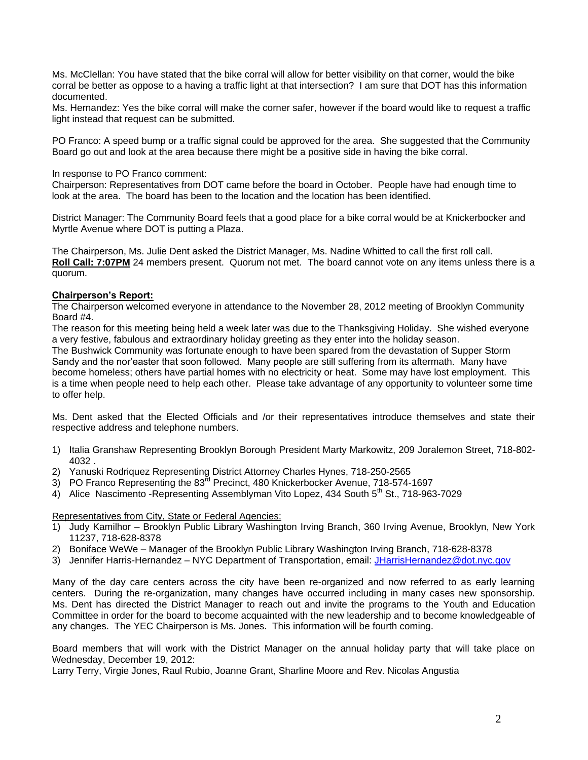Ms. McClellan: You have stated that the bike corral will allow for better visibility on that corner, would the bike corral be better as oppose to a having a traffic light at that intersection? I am sure that DOT has this information documented.
Ms. Hernandez: Yes the bike corral will make the corner safer, however if the board would like to request a traffic light instead that request can be submitted.

PO Franco: A speed bump or a traffic signal could be approved for the area. She suggested that the Community Board go out and look at the area because there might be a positive side in having the bike corral.

In response to PO Franco comment:
Chairperson: Representatives from DOT came before the board in October. People have had enough time to look at the area. The board has been to the location and the location has been identified.

District Manager: The Community Board feels that a good place for a bike corral would be at Knickerbocker and Myrtle Avenue where DOT is putting a Plaza.

The Chairperson, Ms. Julie Dent asked the District Manager, Ms. Nadine Whitted to call the first roll call.
**Roll Call: 7:07PM** 24 members present. Quorum not met. The board cannot vote on any items unless there is a quorum.

**Chairperson's Report:**
The Chairperson welcomed everyone in attendance to the November 28, 2012 meeting of Brooklyn Community Board #4.
The reason for this meeting being held a week later was due to the Thanksgiving Holiday. She wished everyone a very festive, fabulous and extraordinary holiday greeting as they enter into the holiday season.
The Bushwick Community was fortunate enough to have been spared from the devastation of Supper Storm Sandy and the nor'easter that soon followed. Many people are still suffering from its aftermath. Many have become homeless; others have partial homes with no electricity or heat. Some may have lost employment. This is a time when people need to help each other. Please take advantage of any opportunity to volunteer some time to offer help.

Ms. Dent asked that the Elected Officials and /or their representatives introduce themselves and state their respective address and telephone numbers.

1) Italia Granshaw Representing Brooklyn Borough President Marty Markowitz, 209 Joralemon Street, 718-802-4032 .
2) Yanuski Rodriquez Representing District Attorney Charles Hynes, 718-250-2565
3) PO Franco Representing the 83rd Precinct, 480 Knickerbocker Avenue, 718-574-1697
4) Alice Nascimento -Representing Assemblyman Vito Lopez, 434 South 5th St., 718-963-7029

Representatives from City, State or Federal Agencies:
1) Judy Kamilhor – Brooklyn Public Library Washington Irving Branch, 360 Irving Avenue, Brooklyn, New York 11237, 718-628-8378
2) Boniface WeWe – Manager of the Brooklyn Public Library Washington Irving Branch, 718-628-8378
3) Jennifer Harris-Hernandez – NYC Department of Transportation, email: JHarrisHernandez@dot.nyc.gov

Many of the day care centers across the city have been re-organized and now referred to as early learning centers. During the re-organization, many changes have occurred including in many cases new sponsorship. Ms. Dent has directed the District Manager to reach out and invite the programs to the Youth and Education Committee in order for the board to become acquainted with the new leadership and to become knowledgeable of any changes. The YEC Chairperson is Ms. Jones. This information will be fourth coming.

Board members that will work with the District Manager on the annual holiday party that will take place on Wednesday, December 19, 2012:
Larry Terry, Virgie Jones, Raul Rubio, Joanne Grant, Sharline Moore and Rev. Nicolas Angustia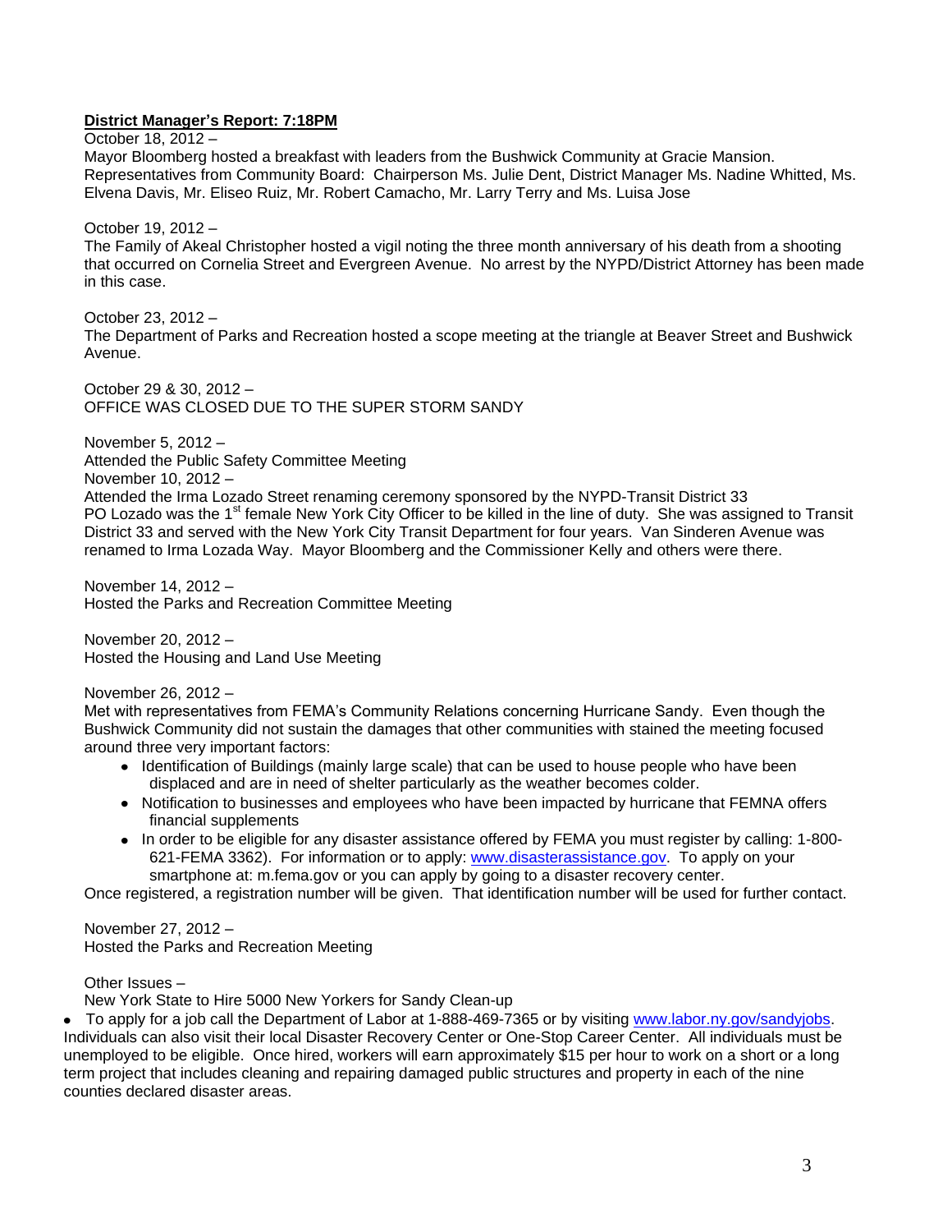**District Manager's Report: 7:18PM**

October 18, 2012 –
Mayor Bloomberg hosted a breakfast with leaders from the Bushwick Community at Gracie Mansion. Representatives from Community Board: Chairperson Ms. Julie Dent, District Manager Ms. Nadine Whitted, Ms. Elvena Davis, Mr. Eliseo Ruiz, Mr. Robert Camacho, Mr. Larry Terry and Ms. Luisa Jose

October 19, 2012 –
The Family of Akeal Christopher hosted a vigil noting the three month anniversary of his death from a shooting that occurred on Cornelia Street and Evergreen Avenue. No arrest by the NYPD/District Attorney has been made in this case.

October 23, 2012 –
The Department of Parks and Recreation hosted a scope meeting at the triangle at Beaver Street and Bushwick Avenue.

October 29 & 30, 2012 –
OFFICE WAS CLOSED DUE TO THE SUPER STORM SANDY

November 5, 2012 –
Attended the Public Safety Committee Meeting
November 10, 2012 –
Attended the Irma Lozado Street renaming ceremony sponsored by the NYPD-Transit District 33
PO Lozado was the 1st female New York City Officer to be killed in the line of duty. She was assigned to Transit District 33 and served with the New York City Transit Department for four years. Van Sinderen Avenue was renamed to Irma Lozada Way. Mayor Bloomberg and the Commissioner Kelly and others were there.

November 14, 2012 –
Hosted the Parks and Recreation Committee Meeting

November 20, 2012 –
Hosted the Housing and Land Use Meeting

November 26, 2012 –
Met with representatives from FEMA's Community Relations concerning Hurricane Sandy. Even though the Bushwick Community did not sustain the damages that other communities with stained the meeting focused around three very important factors:

- Identification of Buildings (mainly large scale) that can be used to house people who have been displaced and are in need of shelter particularly as the weather becomes colder.
- Notification to businesses and employees who have been impacted by hurricane that FEMNA offers financial supplements
- In order to be eligible for any disaster assistance offered by FEMA you must register by calling: 1-800-621-FEMA 3362). For information or to apply: www.disasterassistance.gov. To apply on your smartphone at: m.fema.gov or you can apply by going to a disaster recovery center.

Once registered, a registration number will be given. That identification number will be used for further contact.

November 27, 2012 –
Hosted the Parks and Recreation Meeting

Other Issues –
New York State to Hire 5000 New Yorkers for Sandy Clean-up

- To apply for a job call the Department of Labor at 1-888-469-7365 or by visiting www.labor.ny.gov/sandyjobs. Individuals can also visit their local Disaster Recovery Center or One-Stop Career Center. All individuals must be unemployed to be eligible. Once hired, workers will earn approximately $15 per hour to work on a short or a long term project that includes cleaning and repairing damaged public structures and property in each of the nine counties declared disaster areas.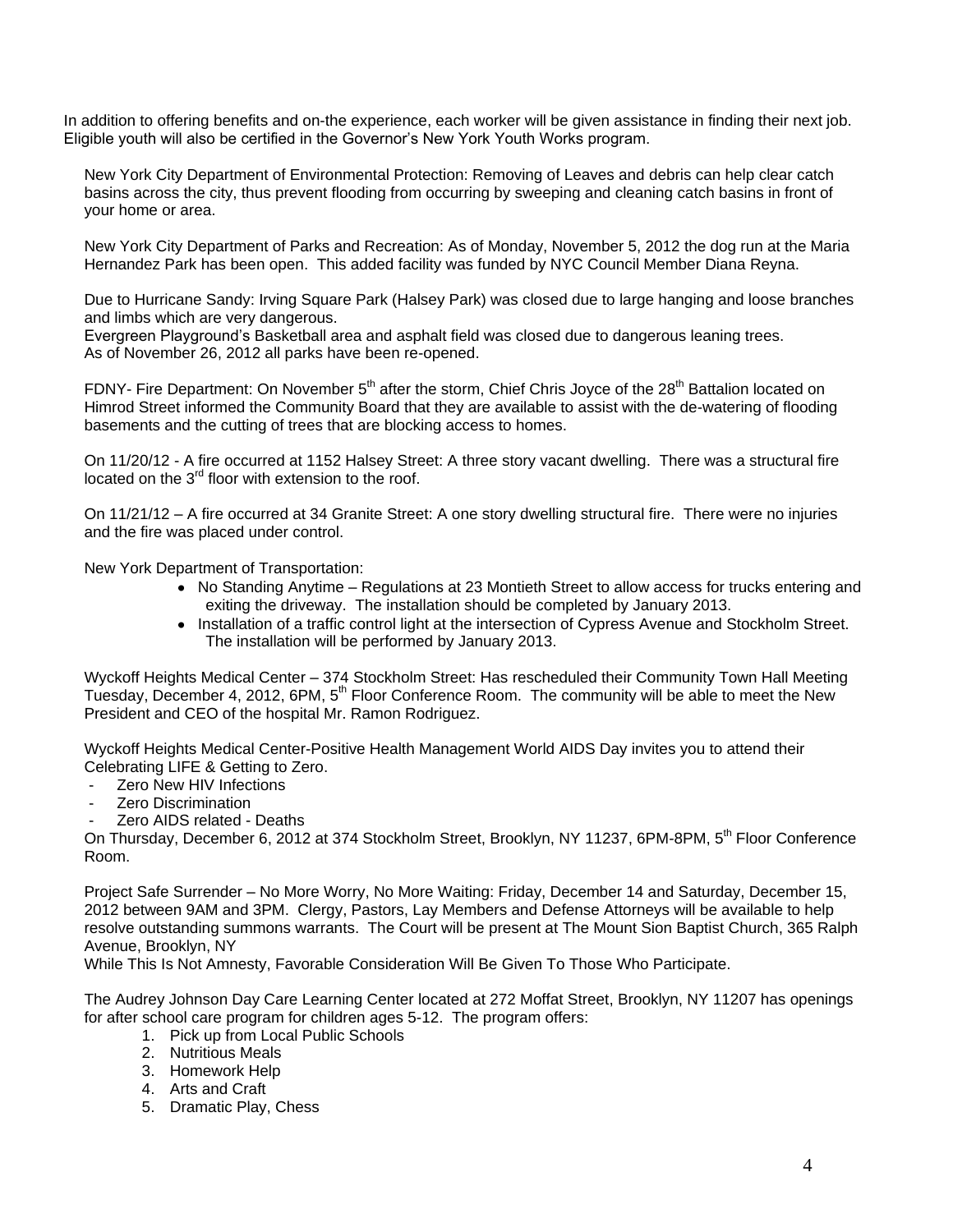In addition to offering benefits and on-the experience, each worker will be given assistance in finding their next job. Eligible youth will also be certified in the Governor's New York Youth Works program.

New York City Department of Environmental Protection: Removing of Leaves and debris can help clear catch basins across the city, thus prevent flooding from occurring by sweeping and cleaning catch basins in front of your home or area.

New York City Department of Parks and Recreation: As of Monday, November 5, 2012 the dog run at the Maria Hernandez Park has been open. This added facility was funded by NYC Council Member Diana Reyna.

Due to Hurricane Sandy: Irving Square Park (Halsey Park) was closed due to large hanging and loose branches and limbs which are very dangerous.
Evergreen Playground's Basketball area and asphalt field was closed due to dangerous leaning trees.
As of November 26, 2012 all parks have been re-opened.

FDNY- Fire Department: On November 5th after the storm, Chief Chris Joyce of the 28th Battalion located on Himrod Street informed the Community Board that they are available to assist with the de-watering of flooding basements and the cutting of trees that are blocking access to homes.

On 11/20/12 - A fire occurred at 1152 Halsey Street: A three story vacant dwelling. There was a structural fire located on the 3rd floor with extension to the roof.

On 11/21/12 – A fire occurred at 34 Granite Street: A one story dwelling structural fire. There were no injuries and the fire was placed under control.

New York Department of Transportation:

- No Standing Anytime – Regulations at 23 Montieth Street to allow access for trucks entering and exiting the driveway. The installation should be completed by January 2013.
- Installation of a traffic control light at the intersection of Cypress Avenue and Stockholm Street. The installation will be performed by January 2013.

Wyckoff Heights Medical Center – 374 Stockholm Street: Has rescheduled their Community Town Hall Meeting Tuesday, December 4, 2012, 6PM, 5th Floor Conference Room. The community will be able to meet the New President and CEO of the hospital Mr. Ramon Rodriguez.

Wyckoff Heights Medical Center-Positive Health Management World AIDS Day invites you to attend their Celebrating LIFE & Getting to Zero.

- Zero New HIV Infections
- Zero Discrimination
- Zero AIDS related - Deaths

On Thursday, December 6, 2012 at 374 Stockholm Street, Brooklyn, NY 11237, 6PM-8PM, 5th Floor Conference Room.

Project Safe Surrender – No More Worry, No More Waiting: Friday, December 14 and Saturday, December 15, 2012 between 9AM and 3PM. Clergy, Pastors, Lay Members and Defense Attorneys will be available to help resolve outstanding summons warrants. The Court will be present at The Mount Sion Baptist Church, 365 Ralph Avenue, Brooklyn, NY
While This Is Not Amnesty, Favorable Consideration Will Be Given To Those Who Participate.

The Audrey Johnson Day Care Learning Center located at 272 Moffat Street, Brooklyn, NY 11207 has openings for after school care program for children ages 5-12. The program offers:

1. Pick up from Local Public Schools
2. Nutritious Meals
3. Homework Help
4. Arts and Craft
5. Dramatic Play, Chess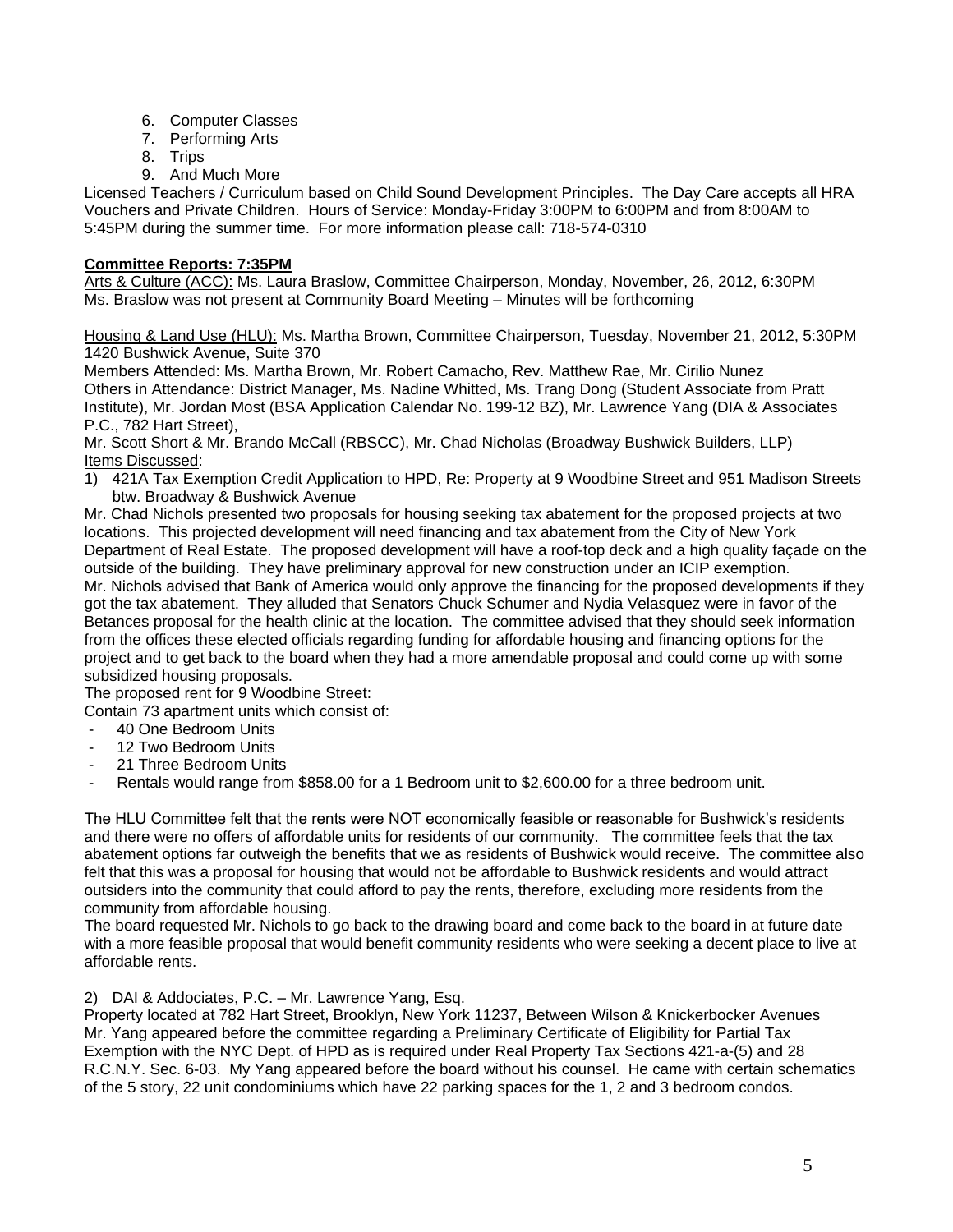6. Computer Classes
7. Performing Arts
8. Trips
9. And Much More

Licensed Teachers / Curriculum based on Child Sound Development Principles. The Day Care accepts all HRA Vouchers and Private Children. Hours of Service: Monday-Friday 3:00PM to 6:00PM and from 8:00AM to 5:45PM during the summer time. For more information please call: 718-574-0310

**Committee Reports: 7:35PM**

Arts & Culture (ACC): Ms. Laura Braslow, Committee Chairperson, Monday, November, 26, 2012, 6:30PM
Ms. Braslow was not present at Community Board Meeting – Minutes will be forthcoming

Housing & Land Use (HLU): Ms. Martha Brown, Committee Chairperson, Tuesday, November 21, 2012, 5:30PM
1420 Bushwick Avenue, Suite 370
Members Attended: Ms. Martha Brown, Mr. Robert Camacho, Rev. Matthew Rae, Mr. Cirilio Nunez
Others in Attendance: District Manager, Ms. Nadine Whitted, Ms. Trang Dong (Student Associate from Pratt Institute), Mr. Jordan Most (BSA Application Calendar No. 199-12 BZ), Mr. Lawrence Yang (DIA & Associates P.C., 782 Hart Street),
Mr. Scott Short & Mr. Brando McCall (RBSCC), Mr. Chad Nicholas (Broadway Bushwick Builders, LLP)
Items Discussed:

1) 421A Tax Exemption Credit Application to HPD, Re: Property at 9 Woodbine Street and 951 Madison Streets btw. Broadway & Bushwick Avenue

Mr. Chad Nichols presented two proposals for housing seeking tax abatement for the proposed projects at two locations. This projected development will need financing and tax abatement from the City of New York Department of Real Estate. The proposed development will have a roof-top deck and a high quality façade on the outside of the building. They have preliminary approval for new construction under an ICIP exemption.
Mr. Nichols advised that Bank of America would only approve the financing for the proposed developments if they got the tax abatement. They alluded that Senators Chuck Schumer and Nydia Velasquez were in favor of the Betances proposal for the health clinic at the location. The committee advised that they should seek information from the offices these elected officials regarding funding for affordable housing and financing options for the project and to get back to the board when they had a more amendable proposal and could come up with some subsidized housing proposals.
The proposed rent for 9 Woodbine Street:
Contain 73 apartment units which consist of:

- 40 One Bedroom Units
- 12 Two Bedroom Units
- 21 Three Bedroom Units
- Rentals would range from $858.00 for a 1 Bedroom unit to $2,600.00 for a three bedroom unit.

The HLU Committee felt that the rents were NOT economically feasible or reasonable for Bushwick's residents and there were no offers of affordable units for residents of our community. The committee feels that the tax abatement options far outweigh the benefits that we as residents of Bushwick would receive. The committee also felt that this was a proposal for housing that would not be affordable to Bushwick residents and would attract outsiders into the community that could afford to pay the rents, therefore, excluding more residents from the community from affordable housing.
The board requested Mr. Nichols to go back to the drawing board and come back to the board in at future date with a more feasible proposal that would benefit community residents who were seeking a decent place to live at affordable rents.

2) DAI & Addociates, P.C. – Mr. Lawrence Yang, Esq.
Property located at 782 Hart Street, Brooklyn, New York 11237, Between Wilson & Knickerbocker Avenues
Mr. Yang appeared before the committee regarding a Preliminary Certificate of Eligibility for Partial Tax Exemption with the NYC Dept. of HPD as is required under Real Property Tax Sections 421-a-(5) and 28 R.C.N.Y. Sec. 6-03. My Yang appeared before the board without his counsel. He came with certain schematics of the 5 story, 22 unit condominiums which have 22 parking spaces for the 1, 2 and 3 bedroom condos.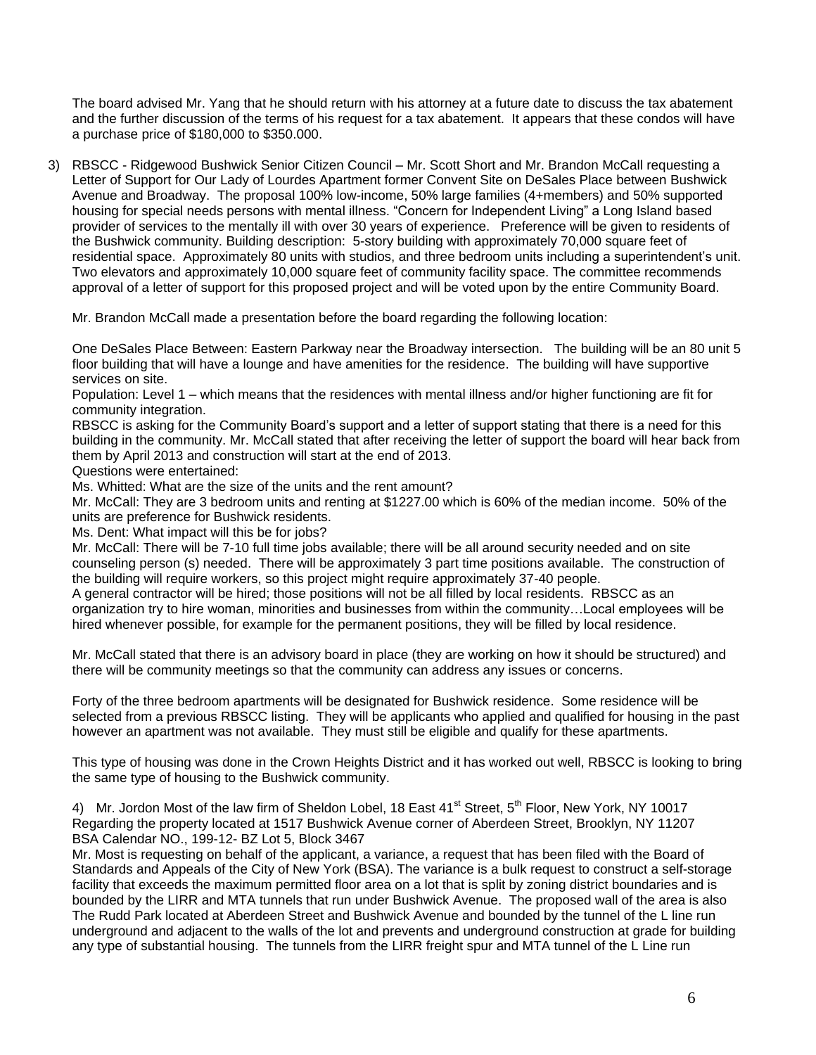The board advised Mr. Yang that he should return with his attorney at a future date to discuss the tax abatement and the further discussion of the terms of his request for a tax abatement. It appears that these condos will have a purchase price of $180,000 to $350.000.

3) RBSCC - Ridgewood Bushwick Senior Citizen Council – Mr. Scott Short and Mr. Brandon McCall requesting a Letter of Support for Our Lady of Lourdes Apartment former Convent Site on DeSales Place between Bushwick Avenue and Broadway. The proposal 100% low-income, 50% large families (4+members) and 50% supported housing for special needs persons with mental illness. "Concern for Independent Living" a Long Island based provider of services to the mentally ill with over 30 years of experience. Preference will be given to residents of the Bushwick community. Building description: 5-story building with approximately 70,000 square feet of residential space. Approximately 80 units with studios, and three bedroom units including a superintendent's unit. Two elevators and approximately 10,000 square feet of community facility space. The committee recommends approval of a letter of support for this proposed project and will be voted upon by the entire Community Board.

Mr. Brandon McCall made a presentation before the board regarding the following location:

One DeSales Place Between: Eastern Parkway near the Broadway intersection. The building will be an 80 unit 5 floor building that will have a lounge and have amenities for the residence. The building will have supportive services on site.

Population: Level 1 – which means that the residences with mental illness and/or higher functioning are fit for community integration.

RBSCC is asking for the Community Board's support and a letter of support stating that there is a need for this building in the community. Mr. McCall stated that after receiving the letter of support the board will hear back from them by April 2013 and construction will start at the end of 2013.

Questions were entertained:

Ms. Whitted: What are the size of the units and the rent amount?

Mr. McCall: They are 3 bedroom units and renting at $1227.00 which is 60% of the median income. 50% of the units are preference for Bushwick residents.

Ms. Dent: What impact will this be for jobs?

Mr. McCall: There will be 7-10 full time jobs available; there will be all around security needed and on site counseling person (s) needed. There will be approximately 3 part time positions available. The construction of the building will require workers, so this project might require approximately 37-40 people.

A general contractor will be hired; those positions will not be all filled by local residents. RBSCC as an organization try to hire woman, minorities and businesses from within the community…Local employees will be hired whenever possible, for example for the permanent positions, they will be filled by local residence.

Mr. McCall stated that there is an advisory board in place (they are working on how it should be structured) and there will be community meetings so that the community can address any issues or concerns.

Forty of the three bedroom apartments will be designated for Bushwick residence. Some residence will be selected from a previous RBSCC listing. They will be applicants who applied and qualified for housing in the past however an apartment was not available. They must still be eligible and qualify for these apartments.

This type of housing was done in the Crown Heights District and it has worked out well, RBSCC is looking to bring the same type of housing to the Bushwick community.

4) Mr. Jordon Most of the law firm of Sheldon Lobel, 18 East 41st Street, 5th Floor, New York, NY 10017
Regarding the property located at 1517 Bushwick Avenue corner of Aberdeen Street, Brooklyn, NY 11207
BSA Calendar NO., 199-12- BZ Lot 5, Block 3467

Mr. Most is requesting on behalf of the applicant, a variance, a request that has been filed with the Board of Standards and Appeals of the City of New York (BSA). The variance is a bulk request to construct a self-storage facility that exceeds the maximum permitted floor area on a lot that is split by zoning district boundaries and is bounded by the LIRR and MTA tunnels that run under Bushwick Avenue. The proposed wall of the area is also The Rudd Park located at Aberdeen Street and Bushwick Avenue and bounded by the tunnel of the L line run underground and adjacent to the walls of the lot and prevents and underground construction at grade for building any type of substantial housing. The tunnels from the LIRR freight spur and MTA tunnel of the L Line run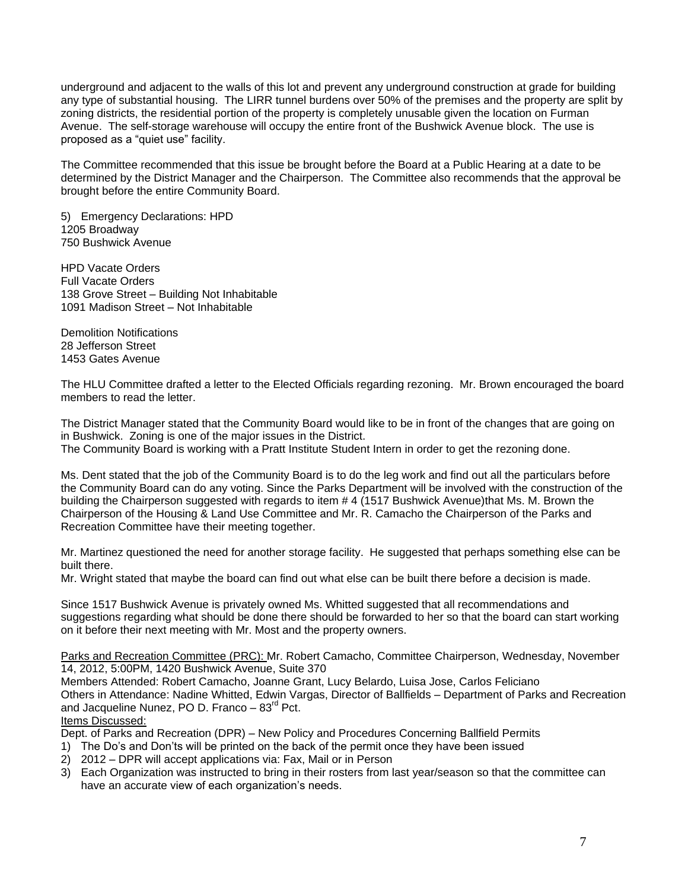underground and adjacent to the walls of this lot and prevent any underground construction at grade for building any type of substantial housing. The LIRR tunnel burdens over 50% of the premises and the property are split by zoning districts, the residential portion of the property is completely unusable given the location on Furman Avenue. The self-storage warehouse will occupy the entire front of the Bushwick Avenue block. The use is proposed as a "quiet use" facility.

The Committee recommended that this issue be brought before the Board at a Public Hearing at a date to be determined by the District Manager and the Chairperson. The Committee also recommends that the approval be brought before the entire Community Board.

5) Emergency Declarations: HPD
1205 Broadway
750 Bushwick Avenue

HPD Vacate Orders
Full Vacate Orders
138 Grove Street – Building Not Inhabitable
1091 Madison Street – Not Inhabitable

Demolition Notifications
28 Jefferson Street
1453 Gates Avenue

The HLU Committee drafted a letter to the Elected Officials regarding rezoning. Mr. Brown encouraged the board members to read the letter.

The District Manager stated that the Community Board would like to be in front of the changes that are going on in Bushwick. Zoning is one of the major issues in the District.
The Community Board is working with a Pratt Institute Student Intern in order to get the rezoning done.

Ms. Dent stated that the job of the Community Board is to do the leg work and find out all the particulars before the Community Board can do any voting. Since the Parks Department will be involved with the construction of the building the Chairperson suggested with regards to item # 4 (1517 Bushwick Avenue)that Ms. M. Brown the Chairperson of the Housing & Land Use Committee and Mr. R. Camacho the Chairperson of the Parks and Recreation Committee have their meeting together.

Mr. Martinez questioned the need for another storage facility. He suggested that perhaps something else can be built there.
Mr. Wright stated that maybe the board can find out what else can be built there before a decision is made.

Since 1517 Bushwick Avenue is privately owned Ms. Whitted suggested that all recommendations and suggestions regarding what should be done there should be forwarded to her so that the board can start working on it before their next meeting with Mr. Most and the property owners.

Parks and Recreation Committee (PRC): Mr. Robert Camacho, Committee Chairperson, Wednesday, November 14, 2012, 5:00PM, 1420 Bushwick Avenue, Suite 370
Members Attended: Robert Camacho, Joanne Grant, Lucy Belardo, Luisa Jose, Carlos Feliciano
Others in Attendance: Nadine Whitted, Edwin Vargas, Director of Ballfields – Department of Parks and Recreation and Jacqueline Nunez, PO D. Franco – 83rd Pct.
Items Discussed:
Dept. of Parks and Recreation (DPR) – New Policy and Procedures Concerning Ballfield Permits
1) The Do's and Don'ts will be printed on the back of the permit once they have been issued
2) 2012 – DPR will accept applications via: Fax, Mail or in Person
3) Each Organization was instructed to bring in their rosters from last year/season so that the committee can have an accurate view of each organization's needs.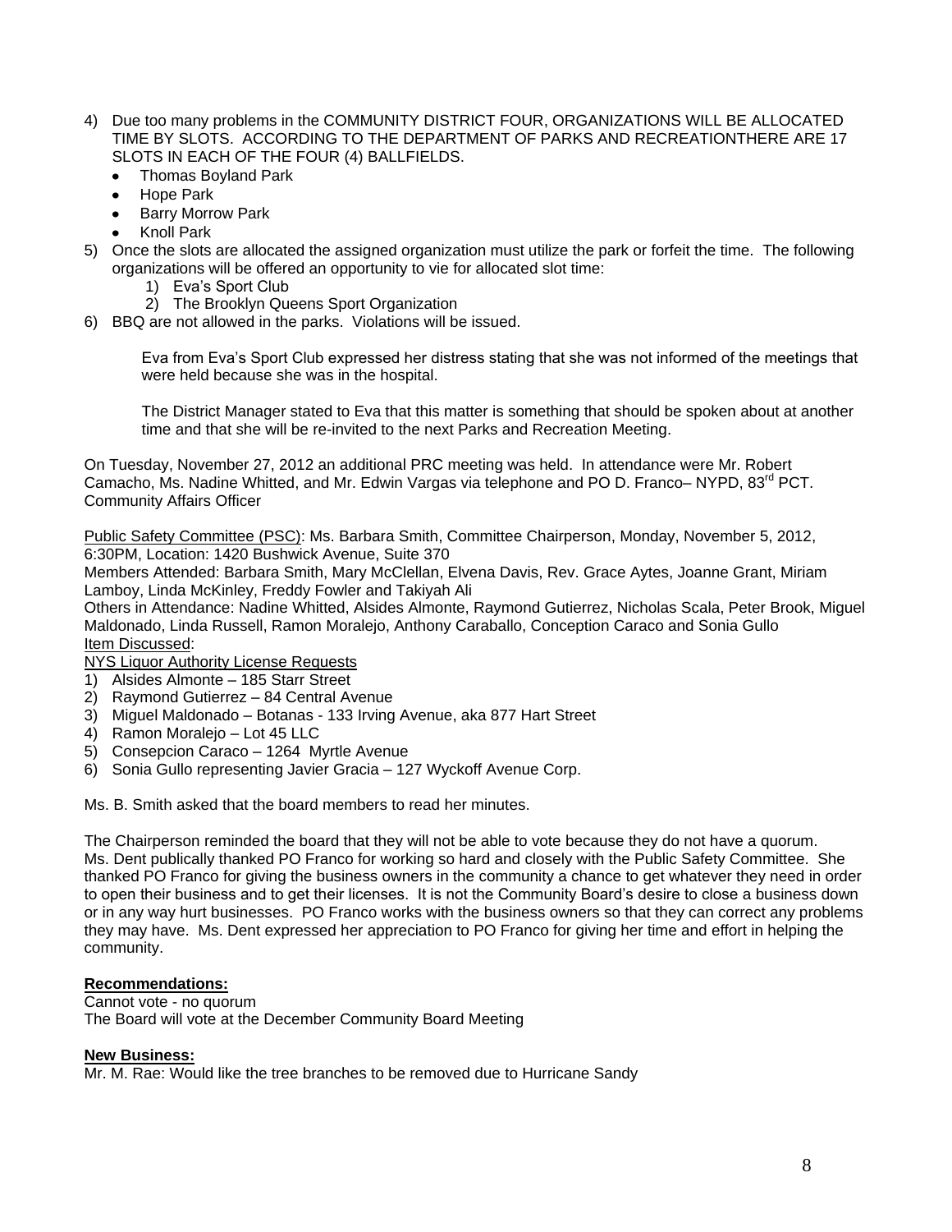4) Due too many problems in the COMMUNITY DISTRICT FOUR, ORGANIZATIONS WILL BE ALLOCATED TIME BY SLOTS. ACCORDING TO THE DEPARTMENT OF PARKS AND RECREATIONTHERE ARE 17 SLOTS IN EACH OF THE FOUR (4) BALLFIELDS.
   - Thomas Boyland Park
   - Hope Park
   - Barry Morrow Park
   - Knoll Park
5) Once the slots are allocated the assigned organization must utilize the park or forfeit the time. The following organizations will be offered an opportunity to vie for allocated slot time:
   1) Eva's Sport Club
   2) The Brooklyn Queens Sport Organization
6) BBQ are not allowed in the parks. Violations will be issued.

   Eva from Eva's Sport Club expressed her distress stating that she was not informed of the meetings that were held because she was in the hospital.

   The District Manager stated to Eva that this matter is something that should be spoken about at another time and that she will be re-invited to the next Parks and Recreation Meeting.

On Tuesday, November 27, 2012 an additional PRC meeting was held. In attendance were Mr. Robert Camacho, Ms. Nadine Whitted, and Mr. Edwin Vargas via telephone and PO D. Franco– NYPD, 83rd PCT. Community Affairs Officer

Public Safety Committee (PSC): Ms. Barbara Smith, Committee Chairperson, Monday, November 5, 2012, 6:30PM, Location: 1420 Bushwick Avenue, Suite 370
Members Attended: Barbara Smith, Mary McClellan, Elvena Davis, Rev. Grace Aytes, Joanne Grant, Miriam Lamboy, Linda McKinley, Freddy Fowler and Takiyah Ali
Others in Attendance: Nadine Whitted, Alsides Almonte, Raymond Gutierrez, Nicholas Scala, Peter Brook, Miguel Maldonado, Linda Russell, Ramon Moralejo, Anthony Caraballo, Conception Caraco and Sonia Gullo
Item Discussed:
NYS Liquor Authority License Requests
1) Alsides Almonte – 185 Starr Street
2) Raymond Gutierrez – 84 Central Avenue
3) Miguel Maldonado – Botanas - 133 Irving Avenue, aka 877 Hart Street
4) Ramon Moralejo – Lot 45 LLC
5) Consepcion Caraco – 1264 Myrtle Avenue
6) Sonia Gullo representing Javier Gracia – 127 Wyckoff Avenue Corp.

Ms. B. Smith asked that the board members to read her minutes.

The Chairperson reminded the board that they will not be able to vote because they do not have a quorum. Ms. Dent publically thanked PO Franco for working so hard and closely with the Public Safety Committee. She thanked PO Franco for giving the business owners in the community a chance to get whatever they need in order to open their business and to get their licenses. It is not the Community Board's desire to close a business down or in any way hurt businesses. PO Franco works with the business owners so that they can correct any problems they may have. Ms. Dent expressed her appreciation to PO Franco for giving her time and effort in helping the community.

**Recommendations:**
Cannot vote - no quorum
The Board will vote at the December Community Board Meeting

**New Business:**
Mr. M. Rae: Would like the tree branches to be removed due to Hurricane Sandy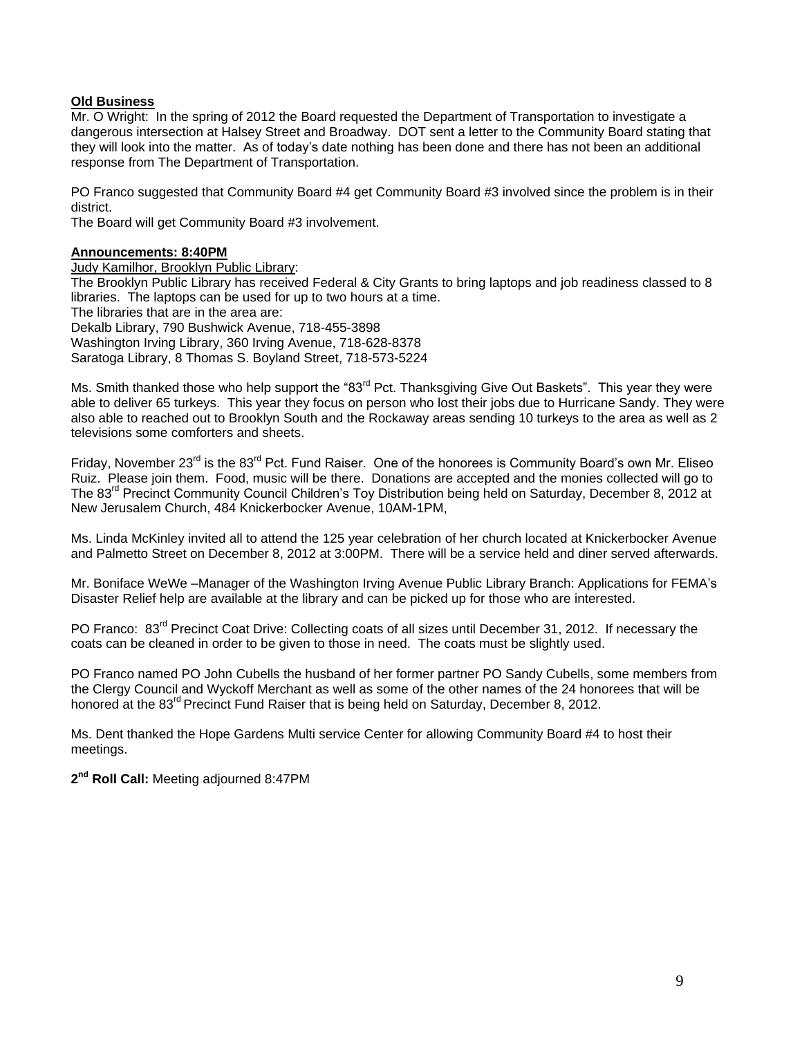**Old Business**

Mr. O Wright: In the spring of 2012 the Board requested the Department of Transportation to investigate a dangerous intersection at Halsey Street and Broadway. DOT sent a letter to the Community Board stating that they will look into the matter. As of today's date nothing has been done and there has not been an additional response from The Department of Transportation.

PO Franco suggested that Community Board #4 get Community Board #3 involved since the problem is in their district.

The Board will get Community Board #3 involvement.

**Announcements: 8:40PM**

Judy Kamilhor, Brooklyn Public Library:

The Brooklyn Public Library has received Federal & City Grants to bring laptops and job readiness classed to 8 libraries. The laptops can be used for up to two hours at a time.

The libraries that are in the area are:

Dekalb Library, 790 Bushwick Avenue, 718-455-3898

Washington Irving Library, 360 Irving Avenue, 718-628-8378

Saratoga Library, 8 Thomas S. Boyland Street, 718-573-5224

Ms. Smith thanked those who help support the "83rd Pct. Thanksgiving Give Out Baskets". This year they were able to deliver 65 turkeys. This year they focus on person who lost their jobs due to Hurricane Sandy. They were also able to reached out to Brooklyn South and the Rockaway areas sending 10 turkeys to the area as well as 2 televisions some comforters and sheets.

Friday, November 23rd is the 83rd Pct. Fund Raiser. One of the honorees is Community Board's own Mr. Eliseo Ruiz. Please join them. Food, music will be there. Donations are accepted and the monies collected will go to The 83rd Precinct Community Council Children's Toy Distribution being held on Saturday, December 8, 2012 at New Jerusalem Church, 484 Knickerbocker Avenue, 10AM-1PM,

Ms. Linda McKinley invited all to attend the 125 year celebration of her church located at Knickerbocker Avenue and Palmetto Street on December 8, 2012 at 3:00PM. There will be a service held and diner served afterwards.

Mr. Boniface WeWe –Manager of the Washington Irving Avenue Public Library Branch: Applications for FEMA's Disaster Relief help are available at the library and can be picked up for those who are interested.

PO Franco: 83rd Precinct Coat Drive: Collecting coats of all sizes until December 31, 2012. If necessary the coats can be cleaned in order to be given to those in need. The coats must be slightly used.

PO Franco named PO John Cubells the husband of her former partner PO Sandy Cubells, some members from the Clergy Council and Wyckoff Merchant as well as some of the other names of the 24 honorees that will be honored at the 83rd Precinct Fund Raiser that is being held on Saturday, December 8, 2012.

Ms. Dent thanked the Hope Gardens Multi service Center for allowing Community Board #4 to host their meetings.

**2nd Roll Call:** Meeting adjourned 8:47PM